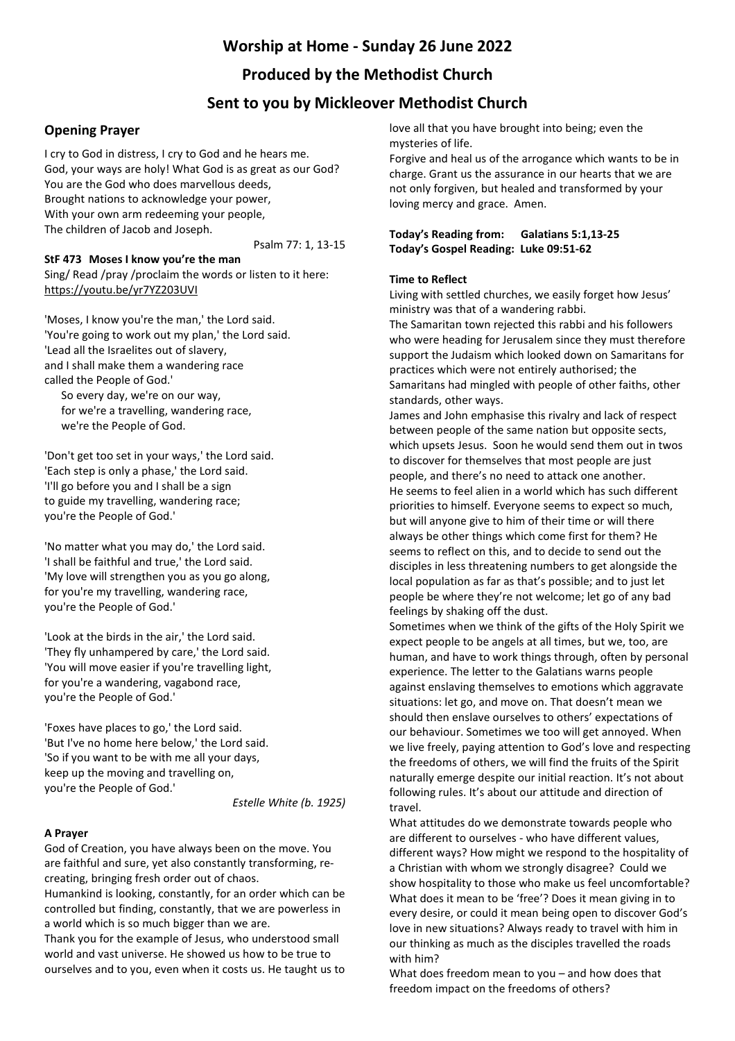# Worship at Home - Sunday 26 June 2022

## Produced by the Methodist Church

## Sent to you by Mickleover Methodist Church

### Opening Prayer

I cry to God in distress, I cry to God and he hears me.
God, your ways are holy! What God is as great as our God?
You are the God who does marvellous deeds,
Brought nations to acknowledge your power,
With your own arm redeeming your people,
The children of Jacob and Joseph.

Psalm 77: 1, 13-15

**StF 473 Moses I know you're the man**

Sing/ Read /pray /proclaim the words or listen to it here: https://youtu.be/yr7YZ203UVI

'Moses, I know you're the man,' the Lord said.
'You're going to work out my plan,' the Lord said.
'Lead all the Israelites out of slavery,
and I shall make them a wandering race
called the People of God.'
So every day, we're on our way,
for we're a travelling, wandering race,
we're the People of God.

'Don't get too set in your ways,' the Lord said.
'Each step is only a phase,' the Lord said.
'I'll go before you and I shall be a sign
to guide my travelling, wandering race;
you're the People of God.'

'No matter what you may do,' the Lord said.
'I shall be faithful and true,' the Lord said.
'My love will strengthen you as you go along,
for you're my travelling, wandering race,
you're the People of God.'

'Look at the birds in the air,' the Lord said.
'They fly unhampered by care,' the Lord said.
'You will move easier if you're travelling light,
for you're a wandering, vagabond race,
you're the People of God.'

'Foxes have places to go,' the Lord said.
'But I've no home here below,' the Lord said.
'So if you want to be with me all your days,
keep up the moving and travelling on,
you're the People of God.'

*Estelle White (b. 1925)*

**A Prayer**

God of Creation, you have always been on the move. You are faithful and sure, yet also constantly transforming, re-creating, bringing fresh order out of chaos.
Humankind is looking, constantly, for an order which can be controlled but finding, constantly, that we are powerless in a world which is so much bigger than we are.
Thank you for the example of Jesus, who understood small world and vast universe. He showed us how to be true to ourselves and to you, even when it costs us. He taught us to love all that you have brought into being; even the mysteries of life.
Forgive and heal us of the arrogance which wants to be in charge. Grant us the assurance in our hearts that we are not only forgiven, but healed and transformed by your loving mercy and grace. Amen.

**Today's Reading from: Galatians 5:1,13-25**
**Today's Gospel Reading: Luke 09:51-62**

**Time to Reflect**

Living with settled churches, we easily forget how Jesus' ministry was that of a wandering rabbi.
The Samaritan town rejected this rabbi and his followers who were heading for Jerusalem since they must therefore support the Judaism which looked down on Samaritans for practices which were not entirely authorised; the Samaritans had mingled with people of other faiths, other standards, other ways.
James and John emphasise this rivalry and lack of respect between people of the same nation but opposite sects, which upsets Jesus. Soon he would send them out in twos to discover for themselves that most people are just people, and there's no need to attack one another.
He seems to feel alien in a world which has such different priorities to himself. Everyone seems to expect so much, but will anyone give to him of their time or will there always be other things which come first for them? He seems to reflect on this, and to decide to send out the disciples in less threatening numbers to get alongside the local population as far as that's possible; and to just let people be where they're not welcome; let go of any bad feelings by shaking off the dust.
Sometimes when we think of the gifts of the Holy Spirit we expect people to be angels at all times, but we, too, are human, and have to work things through, often by personal experience. The letter to the Galatians warns people against enslaving themselves to emotions which aggravate situations: let go, and move on. That doesn't mean we should then enslave ourselves to others' expectations of our behaviour. Sometimes we too will get annoyed. When we live freely, paying attention to God's love and respecting the freedoms of others, we will find the fruits of the Spirit naturally emerge despite our initial reaction. It's not about following rules. It's about our attitude and direction of travel.
What attitudes do we demonstrate towards people who are different to ourselves - who have different values, different ways? How might we respond to the hospitality of a Christian with whom we strongly disagree? Could we show hospitality to those who make us feel uncomfortable? What does it mean to be 'free'? Does it mean giving in to every desire, or could it mean being open to discover God's love in new situations? Always ready to travel with him in our thinking as much as the disciples travelled the roads with him?
What does freedom mean to you – and how does that freedom impact on the freedoms of others?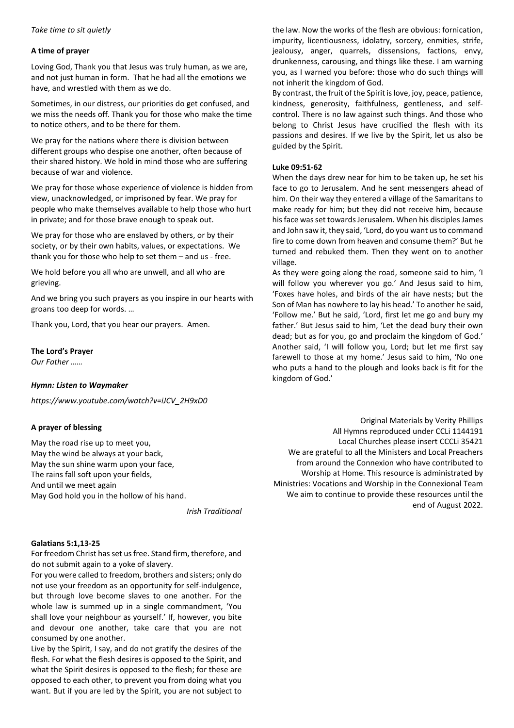*Take time to sit quietly*

**A time of prayer**

Loving God, Thank you that Jesus was truly human, as we are, and not just human in form. That he had all the emotions we have, and wrestled with them as we do.

Sometimes, in our distress, our priorities do get confused, and we miss the needs off. Thank you for those who make the time to notice others, and to be there for them.

We pray for the nations where there is division between different groups who despise one another, often because of their shared history. We hold in mind those who are suffering because of war and violence.

We pray for those whose experience of violence is hidden from view, unacknowledged, or imprisoned by fear. We pray for people who make themselves available to help those who hurt in private; and for those brave enough to speak out.

We pray for those who are enslaved by others, or by their society, or by their own habits, values, or expectations. We thank you for those who help to set them – and us - free.

We hold before you all who are unwell, and all who are grieving.

And we bring you such prayers as you inspire in our hearts with groans too deep for words. …

Thank you, Lord, that you hear our prayers. Amen.

**The Lord's Prayer**

*Our Father ……*

***Hymn: Listen to Waymaker***

*https://www.youtube.com/watch?v=iJCV_2H9xD0*

**A prayer of blessing**

May the road rise up to meet you,
May the wind be always at your back,
May the sun shine warm upon your face,
The rains fall soft upon your fields,
And until we meet again
May God hold you in the hollow of his hand.

*Irish Traditional*

**Galatians 5:1,13-25**

For freedom Christ has set us free. Stand firm, therefore, and do not submit again to a yoke of slavery.

For you were called to freedom, brothers and sisters; only do not use your freedom as an opportunity for self-indulgence, but through love become slaves to one another. For the whole law is summed up in a single commandment, 'You shall love your neighbour as yourself.' If, however, you bite and devour one another, take care that you are not consumed by one another.

Live by the Spirit, I say, and do not gratify the desires of the flesh. For what the flesh desires is opposed to the Spirit, and what the Spirit desires is opposed to the flesh; for these are opposed to each other, to prevent you from doing what you want. But if you are led by the Spirit, you are not subject to the law. Now the works of the flesh are obvious: fornication, impurity, licentiousness, idolatry, sorcery, enmities, strife, jealousy, anger, quarrels, dissensions, factions, envy, drunkenness, carousing, and things like these. I am warning you, as I warned you before: those who do such things will not inherit the kingdom of God.

By contrast, the fruit of the Spirit is love, joy, peace, patience, kindness, generosity, faithfulness, gentleness, and self-control. There is no law against such things. And those who belong to Christ Jesus have crucified the flesh with its passions and desires. If we live by the Spirit, let us also be guided by the Spirit.

**Luke 09:51-62**

When the days drew near for him to be taken up, he set his face to go to Jerusalem. And he sent messengers ahead of him. On their way they entered a village of the Samaritans to make ready for him; but they did not receive him, because his face was set towards Jerusalem. When his disciples James and John saw it, they said, 'Lord, do you want us to command fire to come down from heaven and consume them?' But he turned and rebuked them. Then they went on to another village.

As they were going along the road, someone said to him, 'I will follow you wherever you go.' And Jesus said to him, 'Foxes have holes, and birds of the air have nests; but the Son of Man has nowhere to lay his head.' To another he said, 'Follow me.' But he said, 'Lord, first let me go and bury my father.' But Jesus said to him, 'Let the dead bury their own dead; but as for you, go and proclaim the kingdom of God.' Another said, 'I will follow you, Lord; but let me first say farewell to those at my home.' Jesus said to him, 'No one who puts a hand to the plough and looks back is fit for the kingdom of God.'

Original Materials by Verity Phillips
All Hymns reproduced under CCLi 1144191
Local Churches please insert CCCLi 35421
We are grateful to all the Ministers and Local Preachers from around the Connexion who have contributed to Worship at Home. This resource is administrated by Ministries: Vocations and Worship in the Connexional Team
We aim to continue to provide these resources until the end of August 2022.